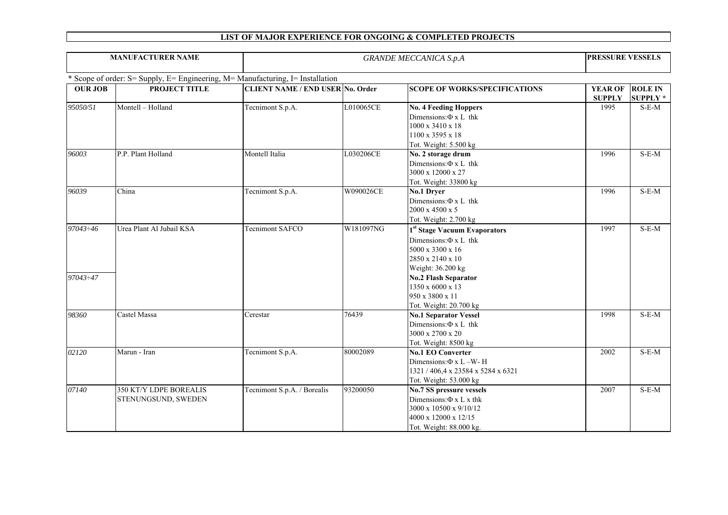# LIST OF MAJOR EXPERIENCE FOR ONGOING & COMPLETED PROJECTS

| MANUFACTURER NAME | *GRANDE MECCANICA S.p.A* | PRESSURE VESSELS |
|---|---|---|

\* Scope of order: S= Supply, E= Engineering, M= Manufacturing, I= Installation

| OUR JOB | PROJECT TITLE | CLIENT NAME / END USER | No. Order | SCOPE OF WORKS/SPECIFICATIONS | YEAR OF SUPPLY | ROLE IN SUPPLY * |
|---|---|---|---|---|---|---|
| *95050/51* | Montell – Holland | Tecnimont S.p.A. | L010065CE | **No. 4 Feeding Hoppers**<br>Dimensions: Φ x L thk<br>1000 x 3410 x 18<br>1100 x 3595 x 18<br>Tot. Weight: 5.500 kg | 1995 | S-E-M |
| *96003* | P.P. Plant Holland | Montell Italia | L030206CE | **No. 2 storage drum**<br>Dimensions: Φ x L thk<br>3000 x 12000 x 27<br>Tot. Weight: 33800 kg | 1996 | S-E-M |
| *96039* | China | Tecnimont S.p.A. | W090026CE | **No.1 Dryer**<br>Dimensions: Φ x L thk<br>2000 x 4500 x 5<br>Tot. Weight: 2.700 kg | 1996 | S-E-M |
| *97043÷46* | Urea Plant Al Jubail KSA | Tecnimont SAFCO | W181097NG | **1st Stage Vacuum Evaporators**<br>Dimensions: Φ x L thk<br>5000 x 3300 x 16<br>2850 x 2140 x 10<br>Weight: 36.200 kg | 1997 | S-E-M |
| *97043÷47* | | | | **No.2 Flash Separator**<br>1350 x 6000 x 13<br>950 x 3800 x 11<br>Tot. Weight: 20.700 kg | | |
| *98360* | Castel Massa | Cerestar | 76439 | **No.1 Separator Vessel**<br>Dimensions: Φ x L thk<br>3000 x 2700 x 20<br>Tot. Weight: 8500 kg | 1998 | S-E-M |
| *02120* | Marun - Iran | Tecnimont S.p.A. | 80002089 | **No.1 EO Converter**<br>Dimensions: Φ x L –W- H<br>1321 / 406,4 x 23584 x 5284 x 6321<br>Tot. Weight: 53.000 kg | 2002 | S-E-M |
| *07140* | 350 KT/Y LDPE BOREALIS STENUNGSUND, SWEDEN | Tecnimont S.p.A. / Borealis | 93200050 | **No.7 SS pressure vessels**<br>Dimensions: Φ x L x thk<br>3000 x 10500 x 9/10/12<br>4000 x 12000 x 12/15<br>Tot. Weight: 88.000 kg. | 2007 | S-E-M |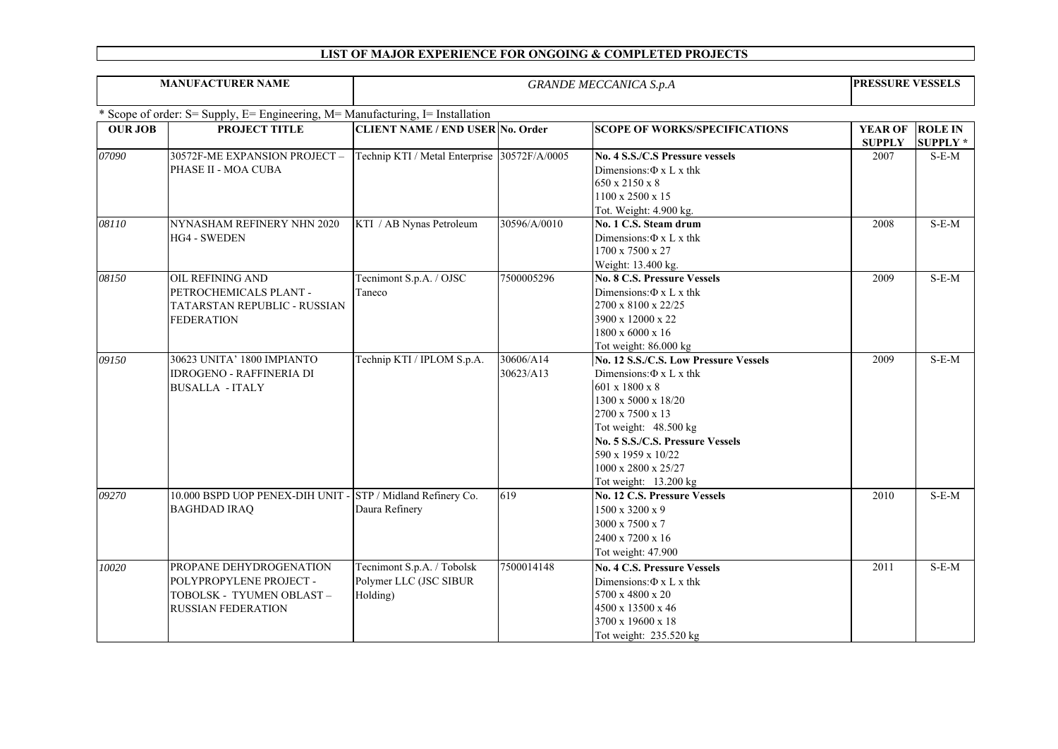# LIST OF MAJOR EXPERIENCE FOR ONGOING & COMPLETED PROJECTS

| MANUFACTURER NAME | *GRANDE MECCANICA S.p.A* | PRESSURE VESSELS |
|---|---|---|

* Scope of order: S= Supply, E= Engineering, M= Manufacturing, I= Installation

| OUR JOB | PROJECT TITLE | CLIENT NAME / END USER | No. Order | SCOPE OF WORKS/SPECIFICATIONS | YEAR OF SUPPLY | ROLE IN SUPPLY * |
|---|---|---|---|---|---|---|
| *07090* | 30572F-ME EXPANSION PROJECT – PHASE II - MOA CUBA | Technip KTI / Metal Enterprise | 30572F/A/0005 | **No. 4 S.S./C.S Pressure vessels**<br>Dimensions: Φ x L x thk<br>650 x 2150 x 8<br>1100 x 2500 x 15<br>Tot. Weight: 4.900 kg. | 2007 | S-E-M |
| *08110* | NYNASHAM REFINERY NHN 2020 HG4 - SWEDEN | KTI / AB Nynas Petroleum | 30596/A/0010 | **No. 1 C.S. Steam drum**<br>Dimensions: Φ x L x thk<br>1700 x 7500 x 27<br>Weight: 13.400 kg. | 2008 | S-E-M |
| *08150* | OIL REFINING AND PETROCHEMICALS PLANT - TATARSTAN REPUBLIC - RUSSIAN FEDERATION | Tecnimont S.p.A. / OJSC Taneco | 7500005296 | **No. 8 C.S. Pressure Vessels**<br>Dimensions: Φ x L x thk<br>2700 x 8100 x 22/25<br>3900 x 12000 x 22<br>1800 x 6000 x 16<br>Tot weight: 86.000 kg | 2009 | S-E-M |
| *09150* | 30623 UNITA' 1800 IMPIANTO IDROGENO - RAFFINERIA DI BUSALLA - ITALY | Technip KTI / IPLOM S.p.A. | 30606/A14<br>30623/A13 | **No. 12 S.S./C.S. Low Pressure Vessels**<br>Dimensions: Φ x L x thk<br>601 x 1800 x 8<br>1300 x 5000 x 18/20<br>2700 x 7500 x 13<br>Tot weight: 48.500 kg<br>**No. 5 S.S./C.S. Pressure Vessels**<br>590 x 1959 x 10/22<br>1000 x 2800 x 25/27<br>Tot weight: 13.200 kg | 2009 | S-E-M |
| *09270* | 10.000 BSPD UOP PENEX-DIH UNIT - BAGHDAD IRAQ | STP / Midland Refinery Co. Daura Refinery | 619 | **No. 12 C.S. Pressure Vessels**<br>1500 x 3200 x 9<br>3000 x 7500 x 7<br>2400 x 7200 x 16<br>Tot weight: 47.900 | 2010 | S-E-M |
| *10020* | PROPANE DEHYDROGENATION POLYPROPYLENE PROJECT - TOBOLSK - TYUMEN OBLAST – RUSSIAN FEDERATION | Tecnimont S.p.A. / Tobolsk Polymer LLC (JSC SIBUR Holding) | 7500014148 | **No. 4 C.S. Pressure Vessels**<br>Dimensions: Φ x L x thk<br>5700 x 4800 x 20<br>4500 x 13500 x 46<br>3700 x 19600 x 18<br>Tot weight: 235.520 kg | 2011 | S-E-M |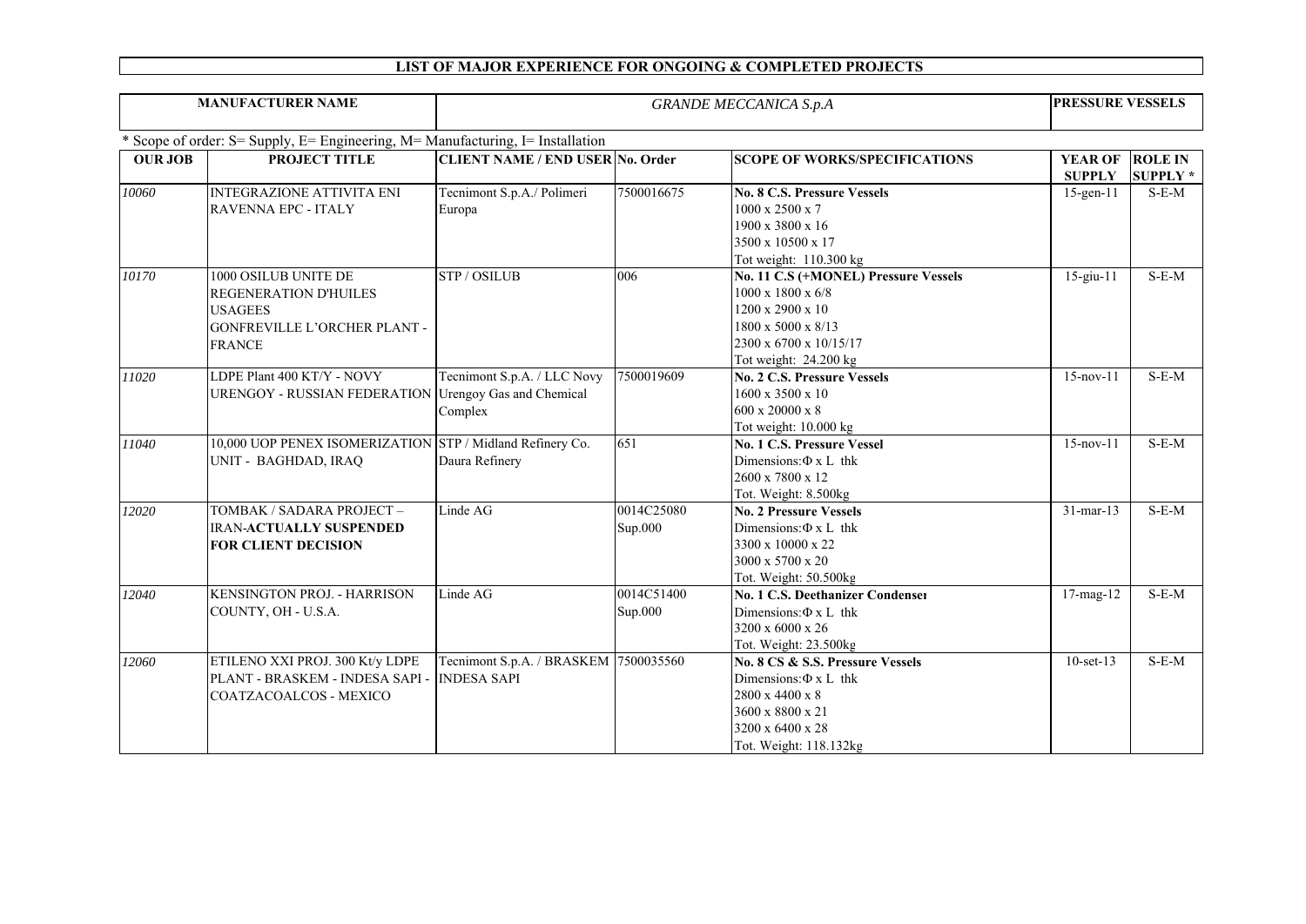# LIST OF MAJOR EXPERIENCE FOR ONGOING & COMPLETED PROJECTS

| MANUFACTURER NAME | *GRANDE MECCANICA S.p.A* | PRESSURE VESSELS |
|---|---|---|

\* Scope of order: S= Supply, E= Engineering, M= Manufacturing, I= Installation

| OUR JOB | PROJECT TITLE | CLIENT NAME / END USER | No. Order | SCOPE OF WORKS/SPECIFICATIONS | YEAR OF SUPPLY | ROLE IN SUPPLY * |
|---|---|---|---|---|---|---|
| *10060* | INTEGRAZIONE ATTIVITA ENI RAVENNA EPC - ITALY | Tecnimont S.p.A./ Polimeri Europa | 7500016675 | **No. 8 C.S. Pressure Vessels**<br>1000 x 2500 x 7<br>1900 x 3800 x 16<br>3500 x 10500 x 17<br>Tot weight: 110.300 kg | 15-gen-11 | S-E-M |
| *10170* | 1000 OSILUB UNITE DE REGENERATION D'HUILES USAGEES GONFREVILLE L'ORCHER PLANT - FRANCE | STP / OSILUB | 006 | **No. 11 C.S (+MONEL) Pressure Vessels**<br>1000 x 1800 x 6/8<br>1200 x 2900 x 10<br>1800 x 5000 x 8/13<br>2300 x 6700 x 10/15/17<br>Tot weight: 24.200 kg | 15-giu-11 | S-E-M |
| *11020* | LDPE Plant 400 KT/Y - NOVY URENGOY - RUSSIAN FEDERATION | Tecnimont S.p.A. / LLC Novy Urengoy Gas and Chemical Complex | 7500019609 | **No. 2 C.S. Pressure Vessels**<br>1600 x 3500 x 10<br>600 x 20000 x 8<br>Tot weight: 10.000 kg | 15-nov-11 | S-E-M |
| *11040* | 10,000 UOP PENEX ISOMERIZATION UNIT - BAGHDAD, IRAQ | STP / Midland Refinery Co. Daura Refinery | 651 | **No. 1 C.S. Pressure Vessel**<br>Dimensions: Φ x L thk<br>2600 x 7800 x 12<br>Tot. Weight: 8.500kg | 15-nov-11 | S-E-M |
| *12020* | TOMBAK / SADARA PROJECT – IRAN-**ACTUALLY SUSPENDED FOR CLIENT DECISION** | Linde AG | 0014C25080 Sup.000 | **No. 2 Pressure Vessels**<br>Dimensions: Φ x L thk<br>3300 x 10000 x 22<br>3000 x 5700 x 20<br>Tot. Weight: 50.500kg | 31-mar-13 | S-E-M |
| *12040* | KENSINGTON PROJ. - HARRISON COUNTY, OH - U.S.A. | Linde AG | 0014C51400 Sup.000 | **No. 1 C.S. Deethanizer Condenser**<br>Dimensions: Φ x L thk<br>3200 x 6000 x 26<br>Tot. Weight: 23.500kg | 17-mag-12 | S-E-M |
| *12060* | ETILENO XXI PROJ. 300 Kt/y LDPE PLANT - BRASKEM - INDESA SAPI - COATZACOALCOS - MEXICO | Tecnimont S.p.A. / BRASKEM INDESA SAPI | 7500035560 | **No. 8 CS & S.S. Pressure Vessels**<br>Dimensions: Φ x L thk<br>2800 x 4400 x 8<br>3600 x 8800 x 21<br>3200 x 6400 x 28<br>Tot. Weight: 118.132kg | 10-set-13 | S-E-M |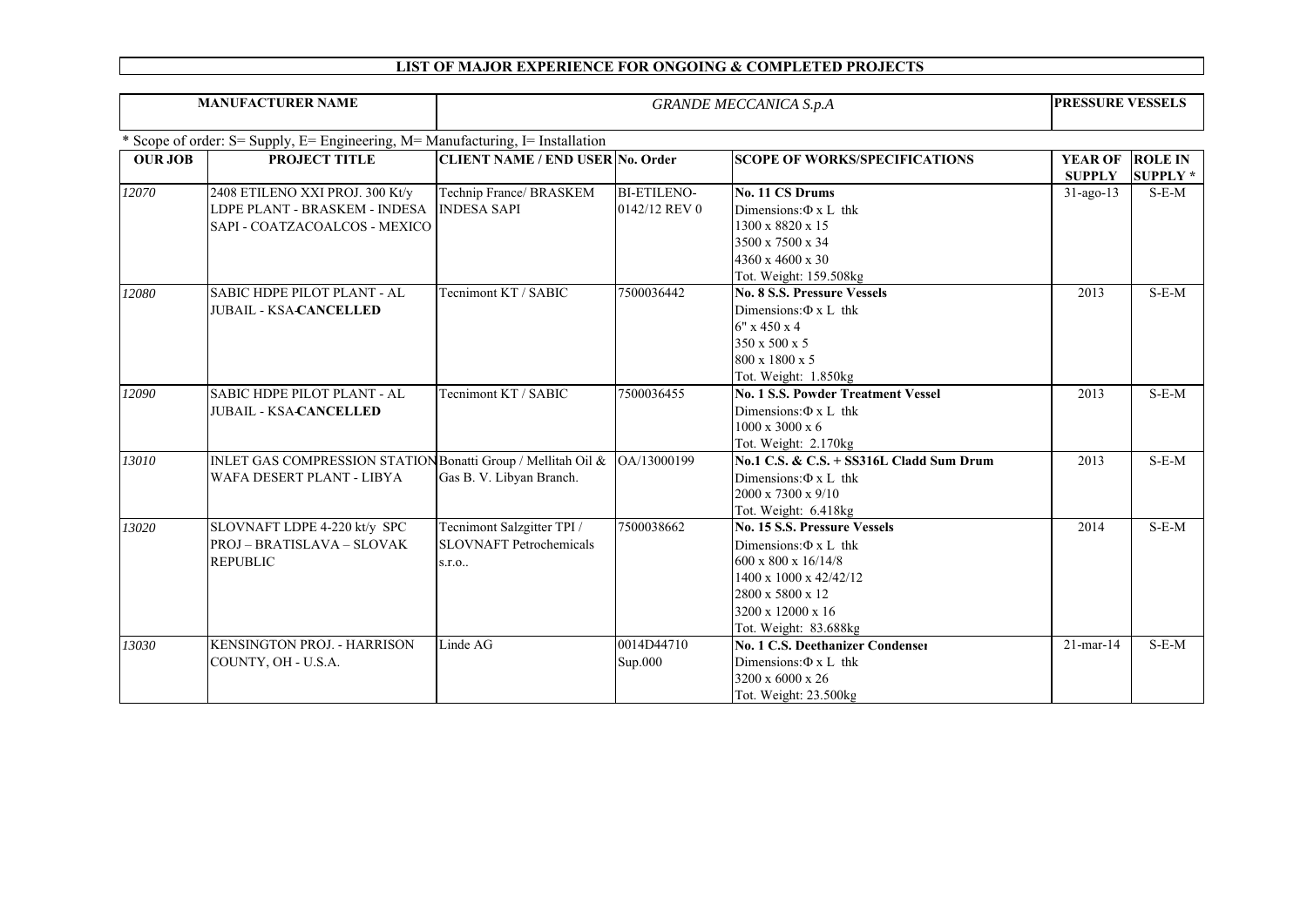# LIST OF MAJOR EXPERIENCE FOR ONGOING & COMPLETED PROJECTS

| MANUFACTURER NAME | *GRANDE MECCANICA S.p.A* | PRESSURE VESSELS |
|---|---|---|

\* Scope of order: S= Supply, E= Engineering, M= Manufacturing, I= Installation

| OUR JOB | PROJECT TITLE | CLIENT NAME / END USER | No. Order | SCOPE OF WORKS/SPECIFICATIONS | YEAR OF SUPPLY | ROLE IN SUPPLY * |
|---|---|---|---|---|---|---|
| *12070* | 2408 ETILENO XXI PROJ. 300 Kt/y LDPE PLANT - BRASKEM - INDESA SAPI - COATZACOALCOS - MEXICO | Technip France/ BRASKEM INDESA SAPI | BI-ETILENO-0142/12 REV 0 | **No. 11 CS Drums**<br>Dimensions: Φ x L thk<br>1300 x 8820 x 15<br>3500 x 7500 x 34<br>4360 x 4600 x 30<br>Tot. Weight: 159.508kg | 31-ago-13 | S-E-M |
| *12080* | SABIC HDPE PILOT PLANT - AL JUBAIL - KSA-**CANCELLED** | Tecnimont KT / SABIC | 7500036442 | **No. 8 S.S. Pressure Vessels**<br>Dimensions: Φ x L thk<br>6" x 450 x 4<br>350 x 500 x 5<br>800 x 1800 x 5<br>Tot. Weight: 1.850kg | 2013 | S-E-M |
| *12090* | SABIC HDPE PILOT PLANT - AL JUBAIL - KSA-**CANCELLED** | Tecnimont KT / SABIC | 7500036455 | **No. 1 S.S. Powder Treatment Vessel**<br>Dimensions: Φ x L thk<br>1000 x 3000 x 6<br>Tot. Weight: 2.170kg | 2013 | S-E-M |
| *13010* | INLET GAS COMPRESSION STATION WAFA DESERT PLANT - LIBYA | Bonatti Group / Mellitah Oil & Gas B. V. Libyan Branch. | OA/13000199 | **No.1 C.S. & C.S. + SS316L Cladd Sum Drum**<br>Dimensions: Φ x L thk<br>2000 x 7300 x 9/10<br>Tot. Weight: 6.418kg | 2013 | S-E-M |
| *13020* | SLOVNAFT LDPE 4-220 kt/y SPC PROJ – BRATISLAVA – SLOVAK REPUBLIC | Tecnimont Salzgitter TPI / SLOVNAFT Petrochemicals s.r.o.. | 7500038662 | **No. 15 S.S. Pressure Vessels**<br>Dimensions: Φ x L thk<br>600 x 800 x 16/14/8<br>1400 x 1000 x 42/42/12<br>2800 x 5800 x 12<br>3200 x 12000 x 16<br>Tot. Weight: 83.688kg | 2014 | S-E-M |
| *13030* | KENSINGTON PROJ. - HARRISON COUNTY, OH - U.S.A. | Linde AG | 0014D44710 Sup.000 | **No. 1 C.S. Deethanizer Condenser**<br>Dimensions: Φ x L thk<br>3200 x 6000 x 26<br>Tot. Weight: 23.500kg | 21-mar-14 | S-E-M |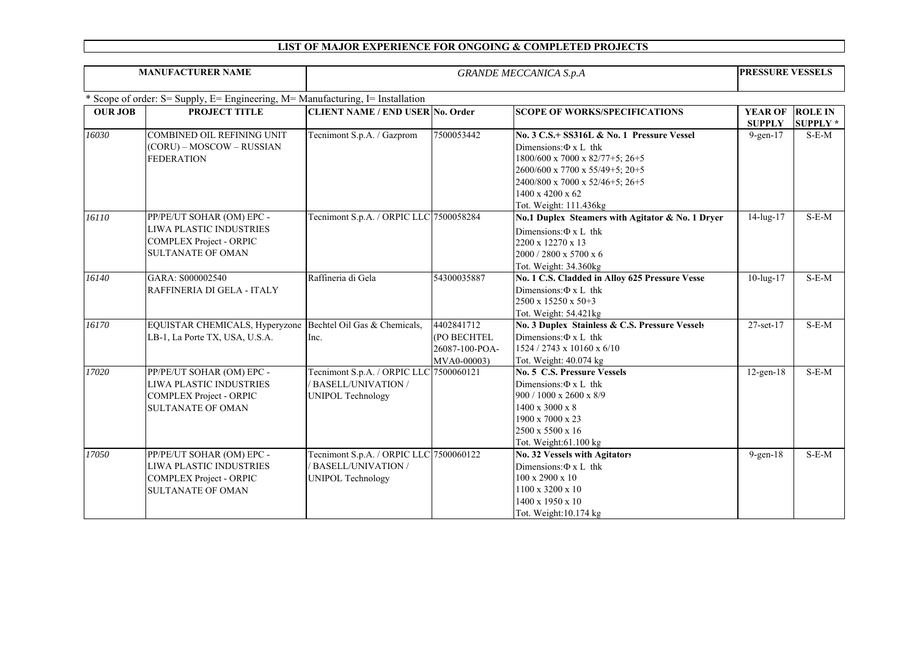# LIST OF MAJOR EXPERIENCE FOR ONGOING & COMPLETED PROJECTS

| MANUFACTURER NAME | *GRANDE MECCANICA S.p.A* | PRESSURE VESSELS |
|---|---|---|

\* Scope of order: S= Supply, E= Engineering, M= Manufacturing, I= Installation

| OUR JOB | PROJECT TITLE | CLIENT NAME / END USER | No. Order | SCOPE OF WORKS/SPECIFICATIONS | YEAR OF SUPPLY | ROLE IN SUPPLY * |
|---|---|---|---|---|---|---|
| *16030* | COMBINED OIL REFINING UNIT (CORU) – MOSCOW – RUSSIAN FEDERATION | Tecnimont S.p.A. / Gazprom | 7500053442 | **No. 3 C.S.+ SS316L & No. 1 Pressure Vessel**<br>Dimensions: Φ x L thk<br>1800/600 x 7000 x 82/77+5; 26+5<br>2600/600 x 7700 x 55/49+5; 20+5<br>2400/800 x 7000 x 52/46+5; 26+5<br>1400 x 4200 x 62<br>Tot. Weight: 111.436kg | 9-gen-17 | S-E-M |
| *16110* | PP/PE/UT SOHAR (OM) EPC - LIWA PLASTIC INDUSTRIES COMPLEX Project - ORPIC SULTANATE OF OMAN | Tecnimont S.p.A. / ORPIC LLC | 7500058284 | **No.1 Duplex Steamers with Agitator & No. 1 Dryer**<br>Dimensions: Φ x L thk<br>2200 x 12270 x 13<br>2000 / 2800 x 5700 x 6<br>Tot. Weight: 34.360kg | 14-lug-17 | S-E-M |
| *16140* | GARA: S000002540<br>RAFFINERIA DI GELA - ITALY | Raffineria di Gela | 54300035887 | **No. 1 C.S. Cladded in Alloy 625 Pressure Vesse**<br>Dimensions: Φ x L thk<br>2500 x 15250 x 50+3<br>Tot. Weight: 54.421kg | 10-lug-17 | S-E-M |
| *16170* | EQUISTAR CHEMICALS, Hyperyzone LB-1, La Porte TX, USA, U.S.A. | Bechtel Oil Gas & Chemicals, Inc. | 4402841712 (PO BECHTEL 26087-100-POA-MVA0-00003) | **No. 3 Duplex Stainless & C.S. Pressure Vessels**<br>Dimensions: Φ x L thk<br>1524 / 2743 x 10160 x 6/10<br>Tot. Weight: 40.074 kg | 27-set-17 | S-E-M |
| *17020* | PP/PE/UT SOHAR (OM) EPC - LIWA PLASTIC INDUSTRIES COMPLEX Project - ORPIC SULTANATE OF OMAN | Tecnimont S.p.A. / ORPIC LLC / BASELL/UNIVATION / UNIPOL Technology | 7500060121 | **No. 5 C.S. Pressure Vessels**<br>Dimensions: Φ x L thk<br>900 / 1000 x 2600 x 8/9<br>1400 x 3000 x 8<br>1900 x 7000 x 23<br>2500 x 5500 x 16<br>Tot. Weight:61.100 kg | 12-gen-18 | S-E-M |
| *17050* | PP/PE/UT SOHAR (OM) EPC - LIWA PLASTIC INDUSTRIES COMPLEX Project - ORPIC SULTANATE OF OMAN | Tecnimont S.p.A. / ORPIC LLC / BASELL/UNIVATION / UNIPOL Technology | 7500060122 | **No. 32 Vessels with Agitators**<br>Dimensions: Φ x L thk<br>100 x 2900 x 10<br>1100 x 3200 x 10<br>1400 x 1950 x 10<br>Tot. Weight:10.174 kg | 9-gen-18 | S-E-M |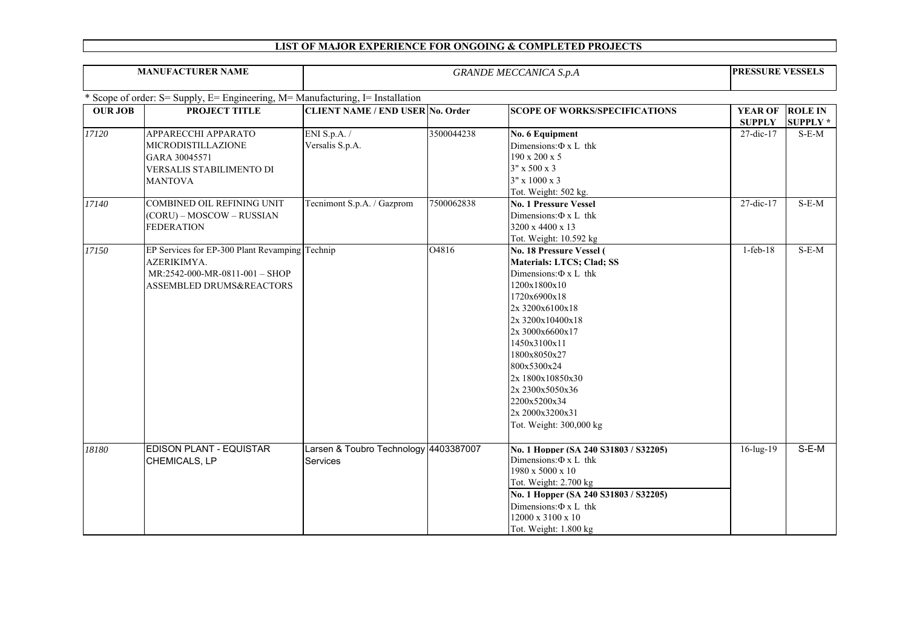# LIST OF MAJOR EXPERIENCE FOR ONGOING & COMPLETED PROJECTS

| MANUFACTURER NAME | *GRANDE MECCANICA S.p.A* | PRESSURE VESSELS |
|---|---|---|

\* Scope of order: S= Supply, E= Engineering, M= Manufacturing, I= Installation

| OUR JOB | PROJECT TITLE | CLIENT NAME / END USER | No. Order | SCOPE OF WORKS/SPECIFICATIONS | YEAR OF SUPPLY | ROLE IN SUPPLY * |
|---|---|---|---|---|---|---|
| *17120* | APPARECCHI APPARATO MICRODISTILLAZIONE GARA 30045571 VERSALIS STABILIMENTO DI MANTOVA | ENI S.p.A. / Versalis S.p.A. | 3500044238 | **No. 6 Equipment**<br>Dimensions: Φ x L thk<br>190 x 200 x 5<br>3" x 500 x 3<br>3" x 1000 x 3<br>Tot. Weight: 502 kg. | 27-dic-17 | S-E-M |
| *17140* | COMBINED OIL REFINING UNIT (CORU) – MOSCOW – RUSSIAN FEDERATION | Tecnimont S.p.A. / Gazprom | 7500062838 | **No. 1 Pressure Vessel**<br>Dimensions: Φ x L thk<br>3200 x 4400 x 13<br>Tot. Weight: 10.592 kg | 27-dic-17 | S-E-M |
| *17150* | EP Services for EP-300 Plant Revamping AZERIKIMYA. MR:2542-000-MR-0811-001 – SHOP ASSEMBLED DRUMS&REACTORS | Technip | O4816 | **No. 18 Pressure Vessel (**<br>**Materials: LTCS; Clad; SS**<br>Dimensions: Φ x L thk<br>1200x1800x10<br>1720x6900x18<br>2x 3200x6100x18<br>2x 3200x10400x18<br>2x 3000x6600x17<br>1450x3100x11<br>1800x8050x27<br>800x5300x24<br>2x 1800x10850x30<br>2x 2300x5050x36<br>2200x5200x34<br>2x 2000x3200x31<br>Tot. Weight: 300,000 kg | 1-feb-18 | S-E-M |
| *18180* | EDISON PLANT - EQUISTAR CHEMICALS, LP | Larsen & Toubro Technology Services | 4403387007 | **No. 1 Hopper (SA 240 S31803 / S32205)**<br>Dimensions: Φ x L thk<br>1980 x 5000 x 10<br>Tot. Weight: 2.700 kg<br>**No. 1 Hopper (SA 240 S31803 / S32205)**<br>Dimensions: Φ x L thk<br>12000 x 3100 x 10<br>Tot. Weight: 1.800 kg | 16-lug-19 | S-E-M |